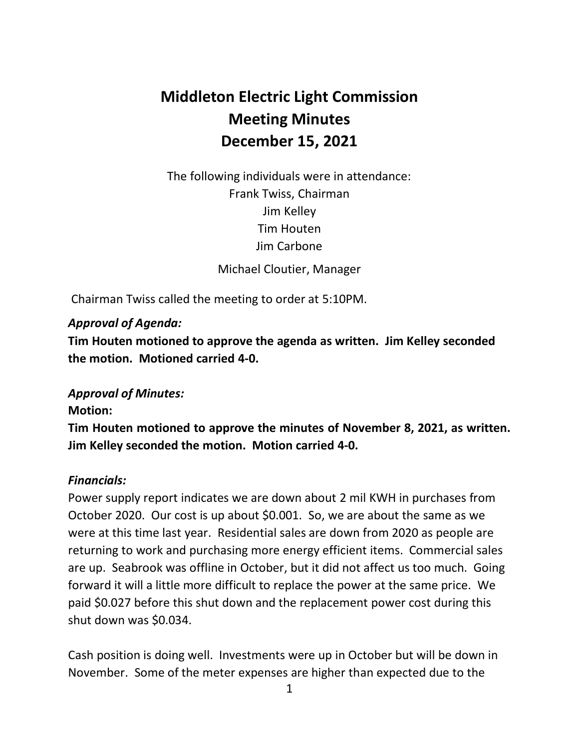# Middleton Electric Light Commission
# Meeting Minutes
# December 15, 2021

The following individuals were in attendance:
Frank Twiss, Chairman
Jim Kelley
Tim Houten
Jim Carbone

Michael Cloutier, Manager

Chairman Twiss called the meeting to order at 5:10PM.

***Approval of Agenda:***

**Tim Houten motioned to approve the agenda as written. Jim Kelley seconded the motion. Motioned carried 4-0.**

***Approval of Minutes:***

**Motion:**

**Tim Houten motioned to approve the minutes of November 8, 2021, as written. Jim Kelley seconded the motion. Motion carried 4-0.**

***Financials:***

Power supply report indicates we are down about 2 mil KWH in purchases from October 2020. Our cost is up about $0.001. So, we are about the same as we were at this time last year. Residential sales are down from 2020 as people are returning to work and purchasing more energy efficient items. Commercial sales are up. Seabrook was offline in October, but it did not affect us too much. Going forward it will a little more difficult to replace the power at the same price. We paid $0.027 before this shut down and the replacement power cost during this shut down was $0.034.

Cash position is doing well. Investments were up in October but will be down in November. Some of the meter expenses are higher than expected due to the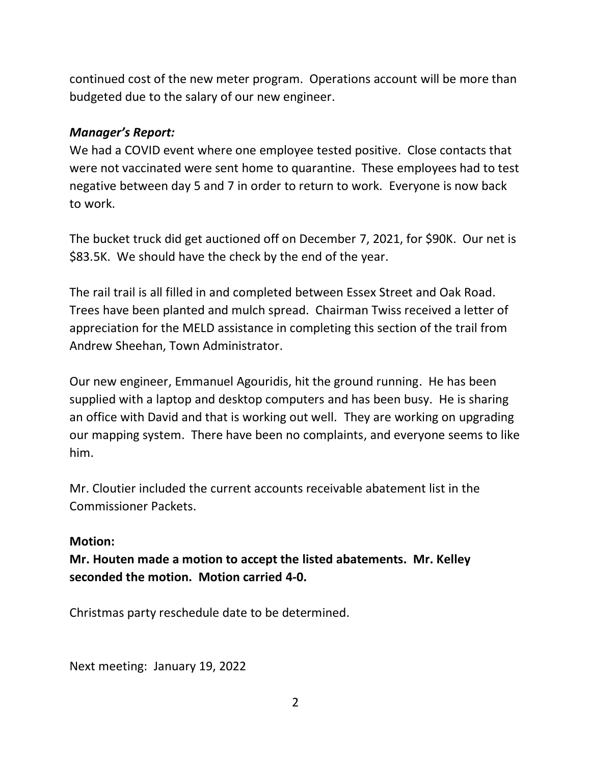continued cost of the new meter program. Operations account will be more than budgeted due to the salary of our new engineer.

***Manager's Report:***

We had a COVID event where one employee tested positive. Close contacts that were not vaccinated were sent home to quarantine. These employees had to test negative between day 5 and 7 in order to return to work. Everyone is now back to work.

The bucket truck did get auctioned off on December 7, 2021, for $90K. Our net is $83.5K. We should have the check by the end of the year.

The rail trail is all filled in and completed between Essex Street and Oak Road. Trees have been planted and mulch spread. Chairman Twiss received a letter of appreciation for the MELD assistance in completing this section of the trail from Andrew Sheehan, Town Administrator.

Our new engineer, Emmanuel Agouridis, hit the ground running. He has been supplied with a laptop and desktop computers and has been busy. He is sharing an office with David and that is working out well. They are working on upgrading our mapping system. There have been no complaints, and everyone seems to like him.

Mr. Cloutier included the current accounts receivable abatement list in the Commissioner Packets.

**Motion:**

**Mr. Houten made a motion to accept the listed abatements. Mr. Kelley seconded the motion. Motion carried 4-0.**

Christmas party reschedule date to be determined.

Next meeting: January 19, 2022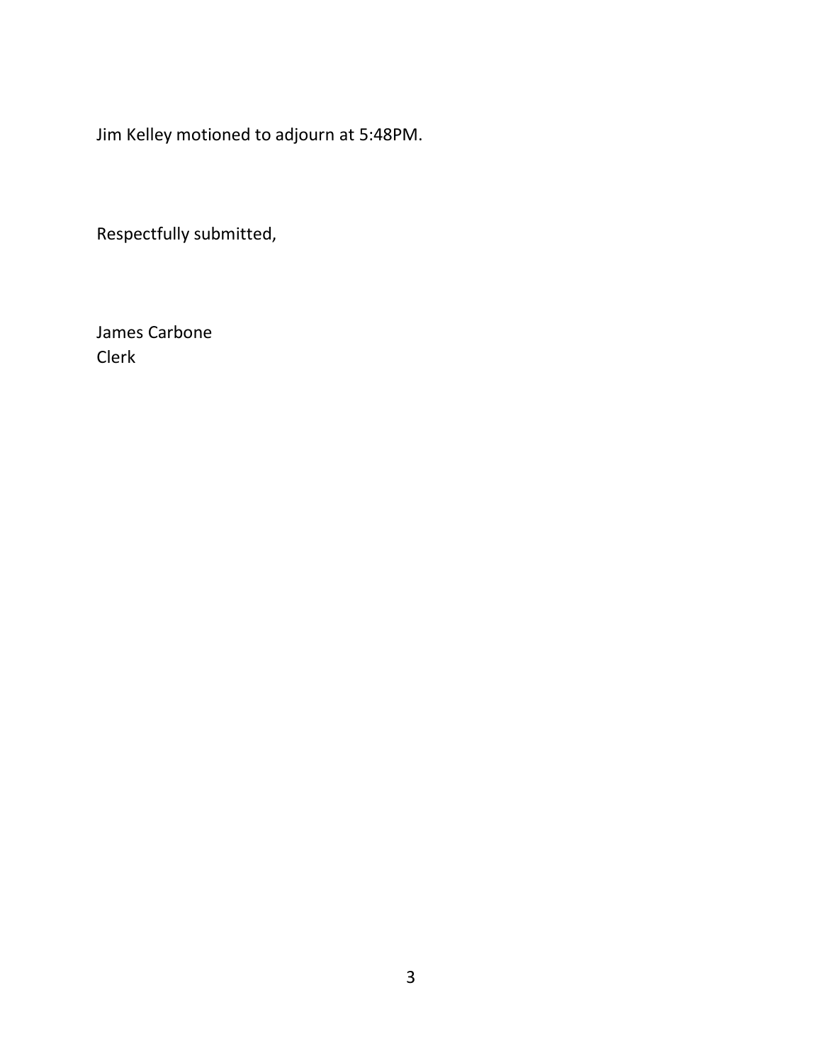Jim Kelley motioned to adjourn at 5:48PM.

Respectfully submitted,

James Carbone
Clerk